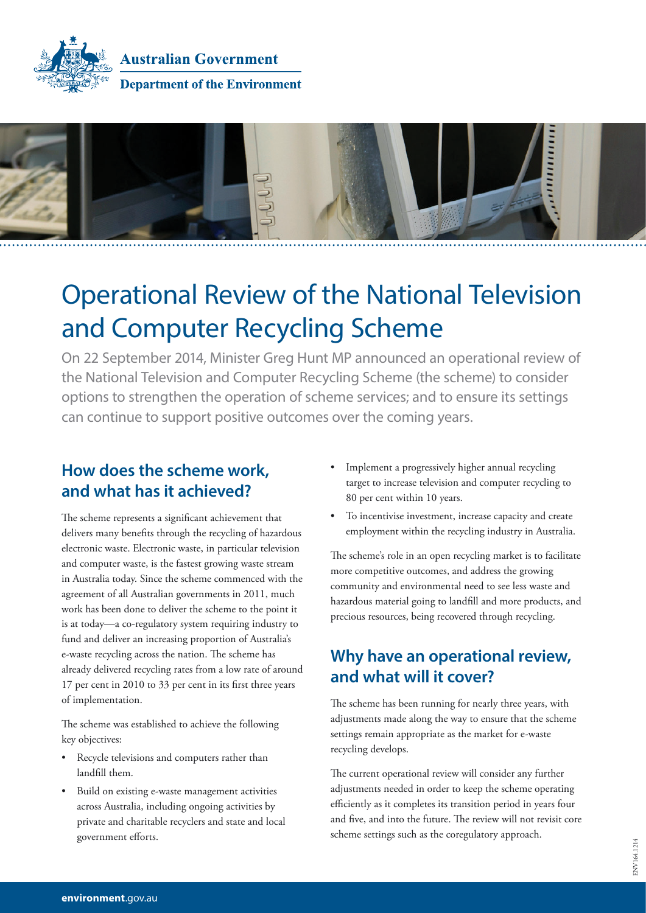Australian Government

Department of the Environment

# Operational Review of the National Television and Computer Recycling Scheme

On 22 September 2014, Minister Greg Hunt MP announced an operational review of the National Television and Computer Recycling Scheme (the scheme) to consider options to strengthen the operation of scheme services; and to ensure its settings can continue to support positive outcomes over the coming years.

## How does the scheme work, and what has it achieved?

The scheme represents a significant achievement that delivers many benefits through the recycling of hazardous electronic waste. Electronic waste, in particular television and computer waste, is the fastest growing waste stream in Australia today. Since the scheme commenced with the agreement of all Australian governments in 2011, much work has been done to deliver the scheme to the point it is at today—a co-regulatory system requiring industry to fund and deliver an increasing proportion of Australia's e-waste recycling across the nation. The scheme has already delivered recycling rates from a low rate of around 17 per cent in 2010 to 33 per cent in its first three years of implementation.

The scheme was established to achieve the following key objectives:

- Recycle televisions and computers rather than landfill them.
- Build on existing e-waste management activities across Australia, including ongoing activities by private and charitable recyclers and state and local government efforts.
- Implement a progressively higher annual recycling target to increase television and computer recycling to 80 per cent within 10 years.
- To incentivise investment, increase capacity and create employment within the recycling industry in Australia.

The scheme's role in an open recycling market is to facilitate more competitive outcomes, and address the growing community and environmental need to see less waste and hazardous material going to landfill and more products, and precious resources, being recovered through recycling.

## Why have an operational review, and what will it cover?

The scheme has been running for nearly three years, with adjustments made along the way to ensure that the scheme settings remain appropriate as the market for e-waste recycling develops.

The current operational review will consider any further adjustments needed in order to keep the scheme operating efficiently as it completes its transition period in years four and five, and into the future. The review will not revisit core scheme settings such as the coregulatory approach.

ENV164.1214

**environment**.gov.au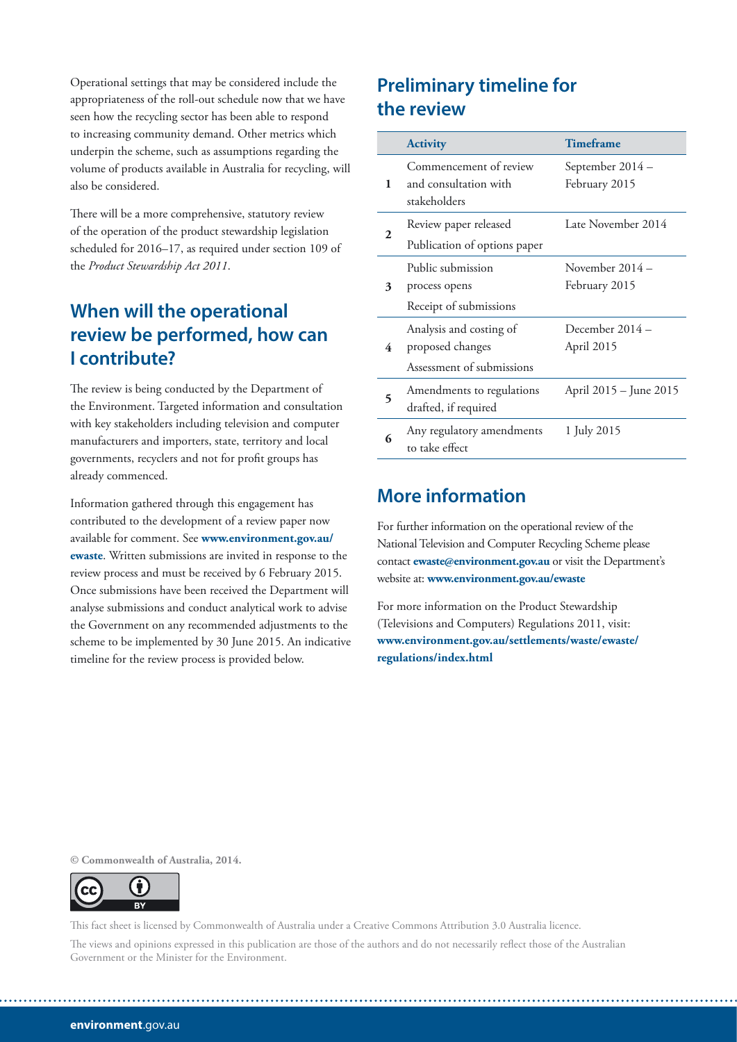Operational settings that may be considered include the appropriateness of the roll-out schedule now that we have seen how the recycling sector has been able to respond to increasing community demand. Other metrics which underpin the scheme, such as assumptions regarding the volume of products available in Australia for recycling, will also be considered.

There will be a more comprehensive, statutory review of the operation of the product stewardship legislation scheduled for 2016–17, as required under section 109 of the *Product Stewardship Act 2011*.

## When will the operational review be performed, how can I contribute?

The review is being conducted by the Department of the Environment. Targeted information and consultation with key stakeholders including television and computer manufacturers and importers, state, territory and local governments, recyclers and not for profit groups has already commenced.

Information gathered through this engagement has contributed to the development of a review paper now available for comment. See **www.environment.gov.au/ewaste**. Written submissions are invited in response to the review process and must be received by 6 February 2015. Once submissions have been received the Department will analyse submissions and conduct analytical work to advise the Government on any recommended adjustments to the scheme to be implemented by 30 June 2015. An indicative timeline for the review process is provided below.

## Preliminary timeline for the review

| | Activity | Timeframe |
|---|---|---|
| 1 | Commencement of review and consultation with stakeholders | September 2014 – February 2015 |
| 2 | Review paper released<br>Publication of options paper | Late November 2014 |
| 3 | Public submission process opens<br>Receipt of submissions | November 2014 – February 2015 |
| 4 | Analysis and costing of proposed changes<br>Assessment of submissions | December 2014 – April 2015 |
| 5 | Amendments to regulations drafted, if required | April 2015 – June 2015 |
| 6 | Any regulatory amendments to take effect | 1 July 2015 |

## More information

For further information on the operational review of the National Television and Computer Recycling Scheme please contact **ewaste@environment.gov.au** or visit the Department's website at: **www.environment.gov.au/ewaste**

For more information on the Product Stewardship (Televisions and Computers) Regulations 2011, visit: **www.environment.gov.au/settlements/waste/ewaste/regulations/index.html**

**© Commonwealth of Australia, 2014.**

This fact sheet is licensed by Commonwealth of Australia under a Creative Commons Attribution 3.0 Australia licence.

The views and opinions expressed in this publication are those of the authors and do not necessarily reflect those of the Australian Government or the Minister for the Environment.

**environment**.gov.au